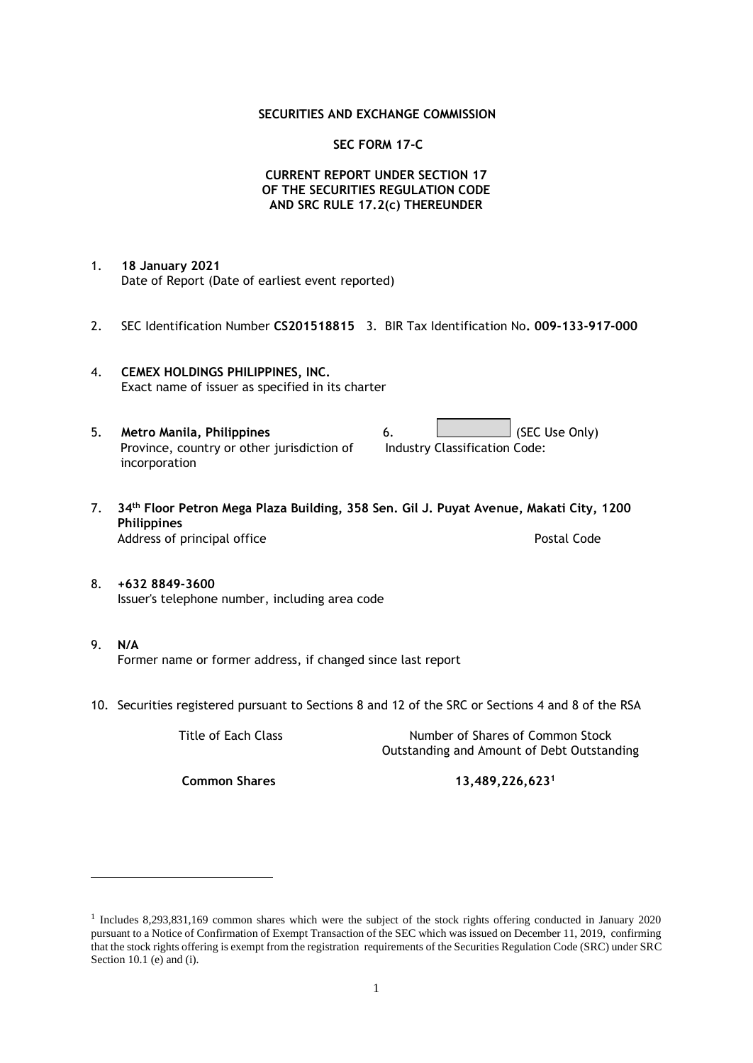**SECURITIES AND EXCHANGE COMMISSION**

**SEC FORM 17-C**

**CURRENT REPORT UNDER SECTION 17 OF THE SECURITIES REGULATION CODE AND SRC RULE 17.2(c) THEREUNDER**

1. **18 January 2021**
   Date of Report (Date of earliest event reported)

2. SEC Identification Number **CS201518815** 3. BIR Tax Identification No**. 009-133-917-000**

4. **CEMEX HOLDINGS PHILIPPINES, INC.**
   Exact name of issuer as specified in its charter

5. **Metro Manila, Philippines**
   Province, country or other jurisdiction of incorporation

6. (SEC Use Only)
   Industry Classification Code:

7. **34th Floor Petron Mega Plaza Building, 358 Sen. Gil J. Puyat Avenue, Makati City, 1200 Philippines**
   Address of principal office Postal Code

8. **+632 8849-3600**
   Issuer's telephone number, including area code

9. **N/A**
   Former name or former address, if changed since last report

10. Securities registered pursuant to Sections 8 and 12 of the SRC or Sections 4 and 8 of the RSA

| Title of Each Class | Number of Shares of Common Stock Outstanding and Amount of Debt Outstanding |
|---|---|
| **Common Shares** | **13,489,226,623[1]** |

[1] Includes 8,293,831,169 common shares which were the subject of the stock rights offering conducted in January 2020 pursuant to a Notice of Confirmation of Exempt Transaction of the SEC which was issued on December 11, 2019, confirming that the stock rights offering is exempt from the registration requirements of the Securities Regulation Code (SRC) under SRC Section 10.1 (e) and (i).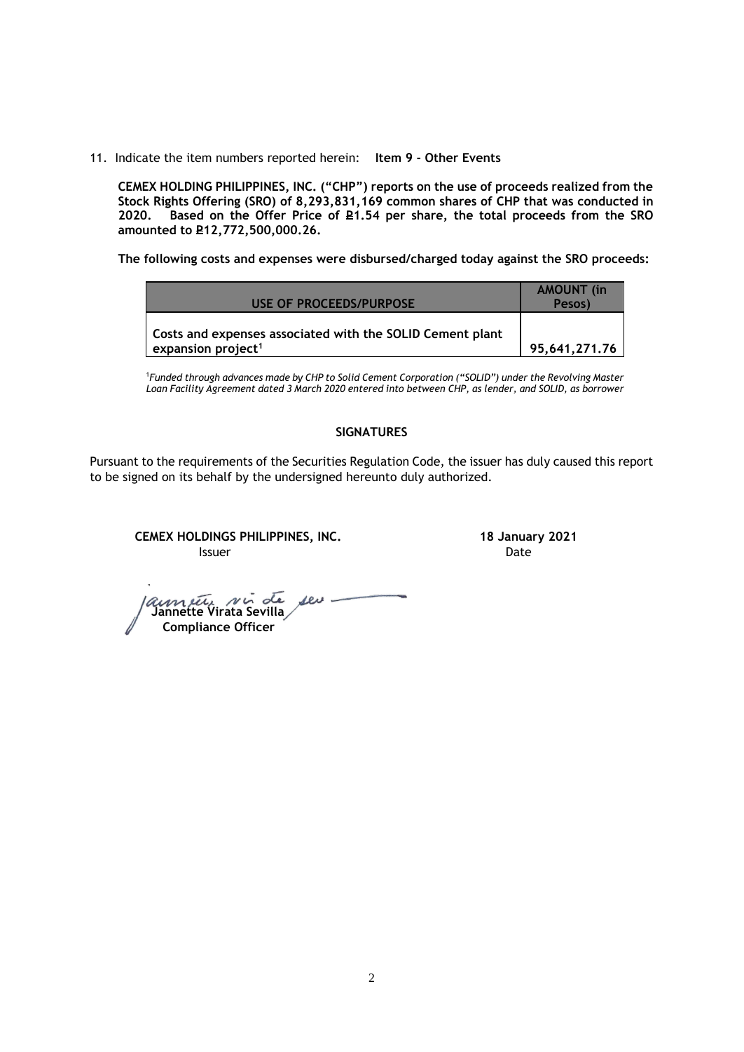11. Indicate the item numbers reported herein: **Item 9 - Other Events**

**CEMEX HOLDING PHILIPPINES, INC. ("CHP") reports on the use of proceeds realized from the Stock Rights Offering (SRO) of 8,293,831,169 common shares of CHP that was conducted in 2020. Based on the Offer Price of ₽1.54 per share, the total proceeds from the SRO amounted to ₽12,772,500,000.26.**

**The following costs and expenses were disbursed/charged today against the SRO proceeds:**

| USE OF PROCEEDS/PURPOSE | AMOUNT (in Pesos) |
|---|---|
| Costs and expenses associated with the SOLID Cement plant expansion project[1] | 95,641,271.76 |

[1]*Funded through advances made by CHP to Solid Cement Corporation ("SOLID") under the Revolving Master Loan Facility Agreement dated 3 March 2020 entered into between CHP, as lender, and SOLID, as borrower*

## SIGNATURES

Pursuant to the requirements of the Securities Regulation Code, the issuer has duly caused this report to be signed on its behalf by the undersigned hereunto duly authorized.

**CEMEX HOLDINGS PHILIPPINES, INC.**
Issuer

**18 January 2021**
Date

**Jannette Virata Sevilla**
**Compliance Officer**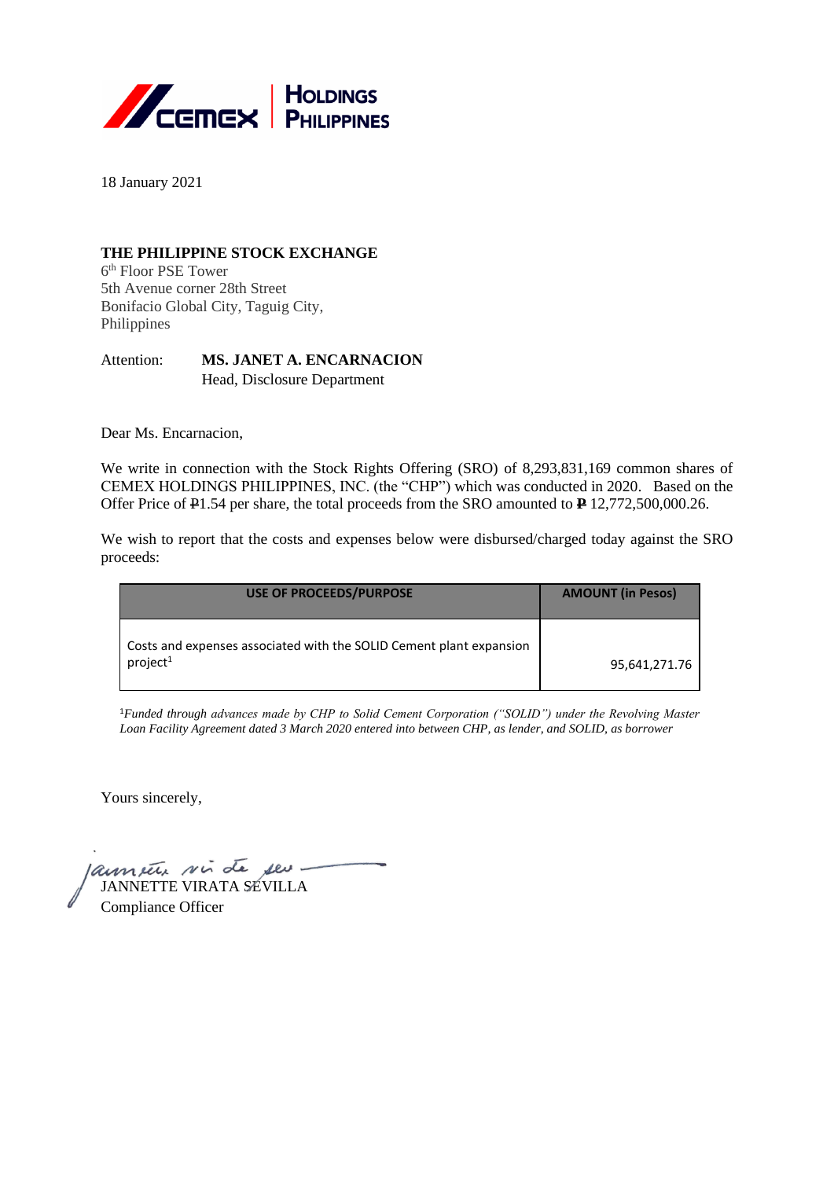CEMEX | HOLDINGS PHILIPPINES

18 January 2021

**THE PHILIPPINE STOCK EXCHANGE**
6th Floor PSE Tower
5th Avenue corner 28th Street
Bonifacio Global City, Taguig City,
Philippines

Attention: **MS. JANET A. ENCARNACION**
Head, Disclosure Department

Dear Ms. Encarnacion,

We write in connection with the Stock Rights Offering (SRO) of 8,293,831,169 common shares of CEMEX HOLDINGS PHILIPPINES, INC. (the "CHP") which was conducted in 2020. Based on the Offer Price of ₱1.54 per share, the total proceeds from the SRO amounted to **₱** 12,772,500,000.26.

We wish to report that the costs and expenses below were disbursed/charged today against the SRO proceeds:

| USE OF PROCEEDS/PURPOSE | AMOUNT (in Pesos) |
|---|---|
| Costs and expenses associated with the SOLID Cement plant expansion project[1] | 95,641,271.76 |

[1]*Funded through advances made by CHP to Solid Cement Corporation ("SOLID") under the Revolving Master Loan Facility Agreement dated 3 March 2020 entered into between CHP, as lender, and SOLID, as borrower*

Yours sincerely,

JANNETTE VIRATA SEVILLA
Compliance Officer